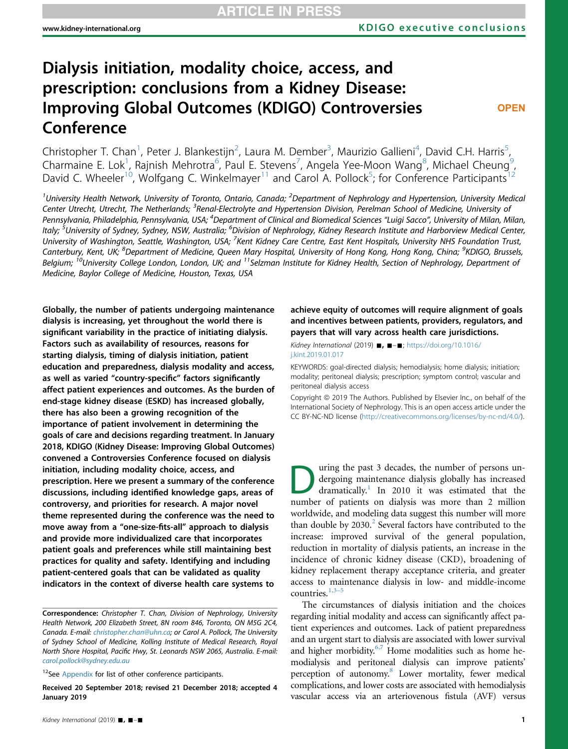# Dialysis initiation, modality choice, access, and prescription: conclusions from a Kidney Disease: Improving Global Outcomes (KDIGO) Controversies Conference

**OPEN**

Christopher T. Chan[1], Peter J. Blankestijn[2], Laura M. Dember[3], Maurizio Gallieni[4], David C.H. Harris[5], Charmaine E. Lok[1], Rajnish Mehrotra[6], Paul E. Stevens[7], Angela Yee-Moon Wang[8], Michael Cheung[9], David C. Wheeler[10], Wolfgang C. Winkelmayer[11] and Carol A. Pollock[5]; for Conference Participants[12]

[1]University Health Network, University of Toronto, Ontario, Canada; [2]Department of Nephrology and Hypertension, University Medical Center Utrecht, Utrecht, The Netherlands; [3]Renal-Electrolyte and Hypertension Division, Perelman School of Medicine, University of Pennsylvania, Philadelphia, Pennsylvania, USA; [4]Department of Clinical and Biomedical Sciences "Luigi Sacco", University of Milan, Milan, Italy; [5]University of Sydney, Sydney, NSW, Australia; [6]Division of Nephrology, Kidney Research Institute and Harborview Medical Center, University of Washington, Seattle, Washington, USA; [7]Kent Kidney Care Centre, East Kent Hospitals, University NHS Foundation Trust, Canterbury, Kent, UK; [8]Department of Medicine, Queen Mary Hospital, University of Hong Kong, Hong Kong, China; [9]KDIGO, Brussels, Belgium; [10]University College London, London, UK; and [11]Selzman Institute for Kidney Health, Section of Nephrology, Department of Medicine, Baylor College of Medicine, Houston, Texas, USA

**Globally, the number of patients undergoing maintenance dialysis is increasing, yet throughout the world there is significant variability in the practice of initiating dialysis. Factors such as availability of resources, reasons for starting dialysis, timing of dialysis initiation, patient education and preparedness, dialysis modality and access, as well as varied "country-specific" factors significantly affect patient experiences and outcomes. As the burden of end-stage kidney disease (ESKD) has increased globally, there has also been a growing recognition of the importance of patient involvement in determining the goals of care and decisions regarding treatment. In January 2018, KDIGO (Kidney Disease: Improving Global Outcomes) convened a Controversies Conference focused on dialysis initiation, including modality choice, access, and prescription. Here we present a summary of the conference discussions, including identified knowledge gaps, areas of controversy, and priorities for research. A major novel theme represented during the conference was the need to move away from a "one-size-fits-all" approach to dialysis and provide more individualized care that incorporates patient goals and preferences while still maintaining best practices for quality and safety. Identifying and including patient-centered goals that can be validated as quality indicators in the context of diverse health care systems to achieve equity of outcomes will require alignment of goals and incentives between patients, providers, regulators, and payers that will vary across health care jurisdictions.**

*Kidney International* (2019) ■, ■–■; https://doi.org/10.1016/j.kint.2019.01.017

KEYWORDS: goal-directed dialysis; hemodialysis; home dialysis; initiation; modality; peritoneal dialysis; prescription; symptom control; vascular and peritoneal dialysis access

Copyright © 2019 The Authors. Published by Elsevier Inc., on behalf of the International Society of Nephrology. This is an open access article under the CC BY-NC-ND license (http://creativecommons.org/licenses/by-nc-nd/4.0/).

**Correspondence:** *Christopher T. Chan, Division of Nephrology, University Health Network, 200 Elizabeth Street, 8N room 846, Toronto, ON M5G 2C4, Canada. E-mail: christopher.chan@uhn.ca; or Carol A. Pollock, The University of Sydney School of Medicine, Kolling Institute of Medical Research, Royal North Shore Hospital, Pacific Hwy, St. Leonards NSW 2065, Australia. E-mail: carol.pollock@sydney.edu.au*

[12]See Appendix for list of other conference participants.

**Received 20 September 2018; revised 21 December 2018; accepted 4 January 2019**

During the past 3 decades, the number of persons undergoing maintenance dialysis globally has increased dramatically.[1] In 2010 it was estimated that the number of patients on dialysis was more than 2 million worldwide, and modeling data suggest this number will more than double by 2030.[2] Several factors have contributed to the increase: improved survival of the general population, reduction in mortality of dialysis patients, an increase in the incidence of chronic kidney disease (CKD), broadening of kidney replacement therapy acceptance criteria, and greater access to maintenance dialysis in low- and middle-income countries.[1,3–5]

The circumstances of dialysis initiation and the choices regarding initial modality and access can significantly affect patient experiences and outcomes. Lack of patient preparedness and an urgent start to dialysis are associated with lower survival and higher morbidity.[6,7] Home modalities such as home hemodialysis and peritoneal dialysis can improve patients' perception of autonomy.[8] Lower mortality, fewer medical complications, and lower costs are associated with hemodialysis vascular access via an arteriovenous fistula (AVF) versus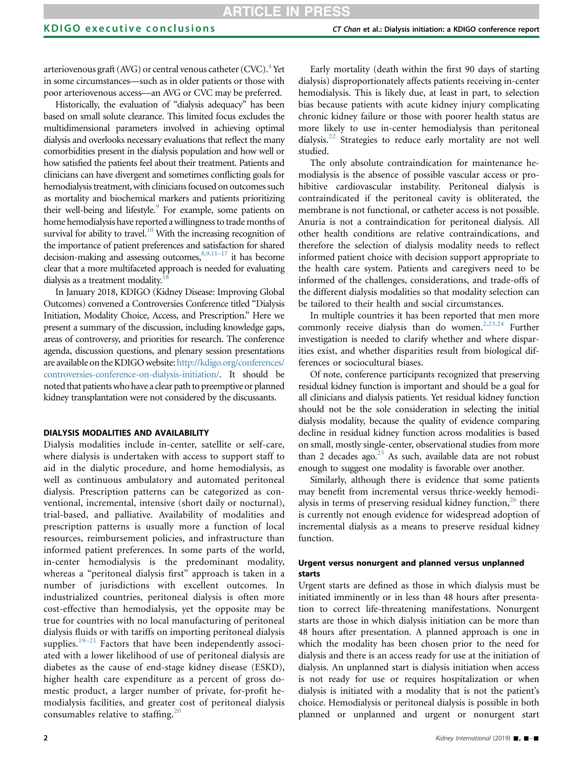arteriovenous graft (AVG) or central venous catheter (CVC).[4] Yet in some circumstances—such as in older patients or those with poor arteriovenous access—an AVG or CVC may be preferred.

Historically, the evaluation of "dialysis adequacy" has been based on small solute clearance. This limited focus excludes the multidimensional parameters involved in achieving optimal dialysis and overlooks necessary evaluations that reflect the many comorbidities present in the dialysis population and how well or how satisfied the patients feel about their treatment. Patients and clinicians can have divergent and sometimes conflicting goals for hemodialysis treatment, with clinicians focused on outcomes such as mortality and biochemical markers and patients prioritizing their well-being and lifestyle.[9] For example, some patients on home hemodialysis have reported a willingness to trade months of survival for ability to travel.[10] With the increasing recognition of the importance of patient preferences and satisfaction for shared decision-making and assessing outcomes,[8,9,11–17] it has become clear that a more multifaceted approach is needed for evaluating dialysis as a treatment modality.[18]

In January 2018, KDIGO (Kidney Disease: Improving Global Outcomes) convened a Controversies Conference titled "Dialysis Initiation, Modality Choice, Access, and Prescription." Here we present a summary of the discussion, including knowledge gaps, areas of controversy, and priorities for research. The conference agenda, discussion questions, and plenary session presentations are available on the KDIGO website: http://kdigo.org/conferences/controversies-conference-on-dialysis-initiation/. It should be noted that patients who have a clear path to preemptive or planned kidney transplantation were not considered by the discussants.

## DIALYSIS MODALITIES AND AVAILABILITY

Dialysis modalities include in-center, satellite or self-care, where dialysis is undertaken with access to support staff to aid in the dialytic procedure, and home hemodialysis, as well as continuous ambulatory and automated peritoneal dialysis. Prescription patterns can be categorized as conventional, incremental, intensive (short daily or nocturnal), trial-based, and palliative. Availability of modalities and prescription patterns is usually more a function of local resources, reimbursement policies, and infrastructure than informed patient preferences. In some parts of the world, in-center hemodialysis is the predominant modality, whereas a "peritoneal dialysis first" approach is taken in a number of jurisdictions with excellent outcomes. In industrialized countries, peritoneal dialysis is often more cost-effective than hemodialysis, yet the opposite may be true for countries with no local manufacturing of peritoneal dialysis fluids or with tariffs on importing peritoneal dialysis supplies.[19–21] Factors that have been independently associated with a lower likelihood of use of peritoneal dialysis are diabetes as the cause of end-stage kidney disease (ESKD), higher health care expenditure as a percent of gross domestic product, a larger number of private, for-profit hemodialysis facilities, and greater cost of peritoneal dialysis consumables relative to staffing.[20]

Early mortality (death within the first 90 days of starting dialysis) disproportionately affects patients receiving in-center hemodialysis. This is likely due, at least in part, to selection bias because patients with acute kidney injury complicating chronic kidney failure or those with poorer health status are more likely to use in-center hemodialysis than peritoneal dialysis.[22] Strategies to reduce early mortality are not well studied.

The only absolute contraindication for maintenance hemodialysis is the absence of possible vascular access or prohibitive cardiovascular instability. Peritoneal dialysis is contraindicated if the peritoneal cavity is obliterated, the membrane is not functional, or catheter access is not possible. Anuria is not a contraindication for peritoneal dialysis. All other health conditions are relative contraindications, and therefore the selection of dialysis modality needs to reflect informed patient choice with decision support appropriate to the health care system. Patients and caregivers need to be informed of the challenges, considerations, and trade-offs of the different dialysis modalities so that modality selection can be tailored to their health and social circumstances.

In multiple countries it has been reported that men more commonly receive dialysis than do women.[2,23,24] Further investigation is needed to clarify whether and where disparities exist, and whether disparities result from biological differences or sociocultural biases.

Of note, conference participants recognized that preserving residual kidney function is important and should be a goal for all clinicians and dialysis patients. Yet residual kidney function should not be the sole consideration in selecting the initial dialysis modality, because the quality of evidence comparing decline in residual kidney function across modalities is based on small, mostly single-center, observational studies from more than 2 decades ago.[25] As such, available data are not robust enough to suggest one modality is favorable over another.

Similarly, although there is evidence that some patients may benefit from incremental versus thrice-weekly hemodialysis in terms of preserving residual kidney function,[26] there is currently not enough evidence for widespread adoption of incremental dialysis as a means to preserve residual kidney function.

### Urgent versus nonurgent and planned versus unplanned starts

Urgent starts are defined as those in which dialysis must be initiated imminently or in less than 48 hours after presentation to correct life-threatening manifestations. Nonurgent starts are those in which dialysis initiation can be more than 48 hours after presentation. A planned approach is one in which the modality has been chosen prior to the need for dialysis and there is an access ready for use at the initiation of dialysis. An unplanned start is dialysis initiation when access is not ready for use or requires hospitalization or when dialysis is initiated with a modality that is not the patient's choice. Hemodialysis or peritoneal dialysis is possible in both planned or unplanned and urgent or nonurgent start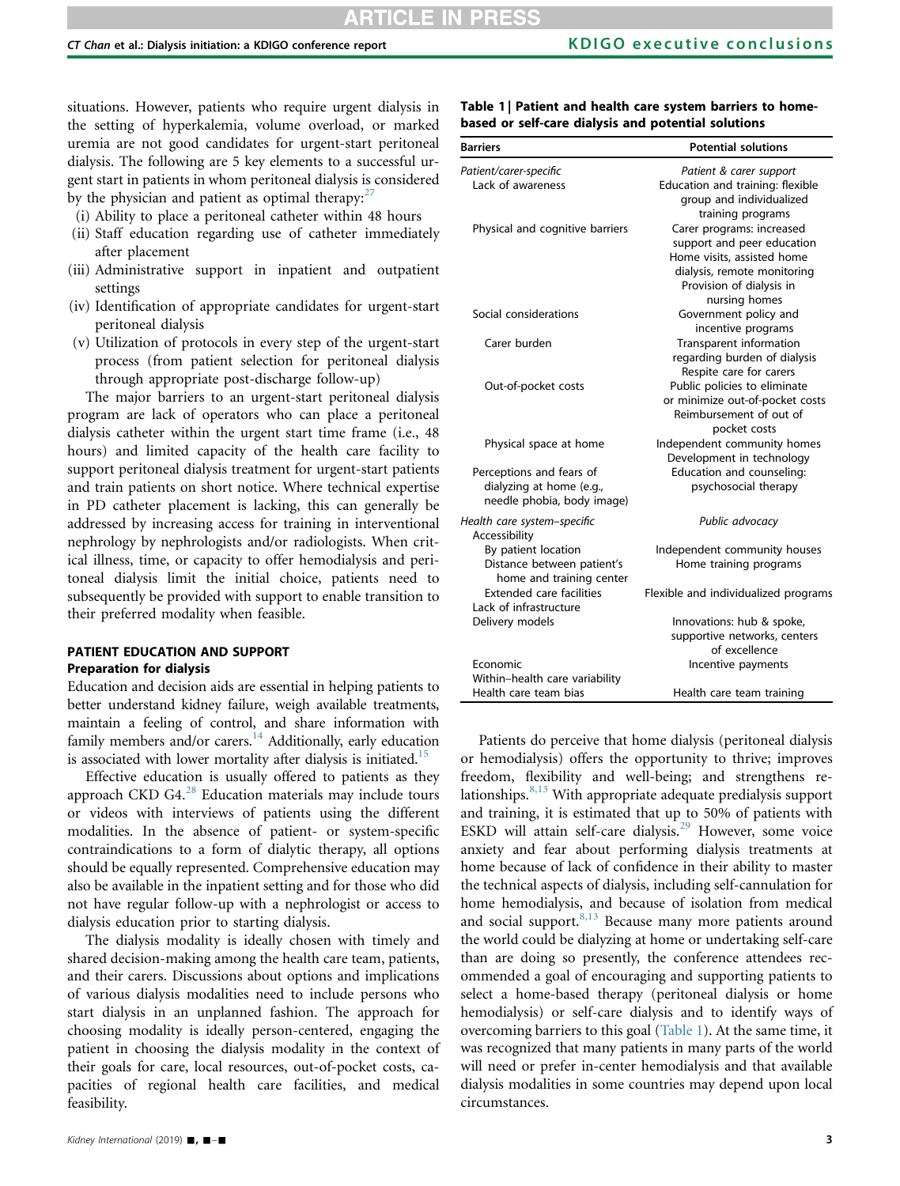situations. However, patients who require urgent dialysis in the setting of hyperkalemia, volume overload, or marked uremia are not good candidates for urgent-start peritoneal dialysis. The following are 5 key elements to a successful urgent start in patients in whom peritoneal dialysis is considered by the physician and patient as optimal therapy:[27]

(i) Ability to place a peritoneal catheter within 48 hours
(ii) Staff education regarding use of catheter immediately after placement
(iii) Administrative support in inpatient and outpatient settings
(iv) Identification of appropriate candidates for urgent-start peritoneal dialysis
(v) Utilization of protocols in every step of the urgent-start process (from patient selection for peritoneal dialysis through appropriate post-discharge follow-up)

The major barriers to an urgent-start peritoneal dialysis program are lack of operators who can place a peritoneal dialysis catheter within the urgent start time frame (i.e., 48 hours) and limited capacity of the health care facility to support peritoneal dialysis treatment for urgent-start patients and train patients on short notice. Where technical expertise in PD catheter placement is lacking, this can generally be addressed by increasing access for training in interventional nephrology by nephrologists and/or radiologists. When critical illness, time, or capacity to offer hemodialysis and peritoneal dialysis limit the initial choice, patients need to subsequently be provided with support to enable transition to their preferred modality when feasible.

## PATIENT EDUCATION AND SUPPORT

### Preparation for dialysis

Education and decision aids are essential in helping patients to better understand kidney failure, weigh available treatments, maintain a feeling of control, and share information with family members and/or carers.[14] Additionally, early education is associated with lower mortality after dialysis is initiated.[15]

Effective education is usually offered to patients as they approach CKD G4.[28] Education materials may include tours or videos with interviews of patients using the different modalities. In the absence of patient- or system-specific contraindications to a form of dialytic therapy, all options should be equally represented. Comprehensive education may also be available in the inpatient setting and for those who did not have regular follow-up with a nephrologist or access to dialysis education prior to starting dialysis.

The dialysis modality is ideally chosen with timely and shared decision-making among the health care team, patients, and their carers. Discussions about options and implications of various dialysis modalities need to include persons who start dialysis in an unplanned fashion. The approach for choosing modality is ideally person-centered, engaging the patient in choosing the dialysis modality in the context of their goals for care, local resources, out-of-pocket costs, capacities of regional health care facilities, and medical feasibility.

**Table 1 | Patient and health care system barriers to home-based or self-care dialysis and potential solutions**

| Barriers | Potential solutions |
|---|---|
| *Patient/carer-specific* | *Patient & carer support* |
| Lack of awareness | Education and training: flexible group and individualized training programs |
| Physical and cognitive barriers | Carer programs: increased support and peer education<br>Home visits, assisted home dialysis, remote monitoring<br>Provision of dialysis in nursing homes |
| Social considerations | Government policy and incentive programs |
| Carer burden | Transparent information regarding burden of dialysis<br>Respite care for carers |
| Out-of-pocket costs | Public policies to eliminate or minimize out-of-pocket costs<br>Reimbursement of out of pocket costs |
| Physical space at home | Independent community homes<br>Development in technology |
| Perceptions and fears of dialyzing at home (e.g., needle phobia, body image) | Education and counseling: psychosocial therapy |
| *Health care system–specific* | *Public advocacy* |
| Accessibility | |
| By patient location | Independent community houses |
| Distance between patient's home and training center | Home training programs |
| Extended care facilities | Flexible and individualized programs |
| Lack of infrastructure | |
| Delivery models | Innovations: hub & spoke, supportive networks, centers of excellence |
| Economic | Incentive payments |
| Within–health care variability | |
| Health care team bias | Health care team training |

Patients do perceive that home dialysis (peritoneal dialysis or hemodialysis) offers the opportunity to thrive; improves freedom, flexibility and well-being; and strengthens relationships.[8,13] With appropriate adequate predialysis support and training, it is estimated that up to 50% of patients with ESKD will attain self-care dialysis.[29] However, some voice anxiety and fear about performing dialysis treatments at home because of lack of confidence in their ability to master the technical aspects of dialysis, including self-cannulation for home hemodialysis, and because of isolation from medical and social support.[8,13] Because many more patients around the world could be dialyzing at home or undertaking self-care than are doing so presently, the conference attendees recommended a goal of encouraging and supporting patients to select a home-based therapy (peritoneal dialysis or home hemodialysis) or self-care dialysis and to identify ways of overcoming barriers to this goal (Table 1). At the same time, it was recognized that many patients in many parts of the world will need or prefer in-center hemodialysis and that available dialysis modalities in some countries may depend upon local circumstances.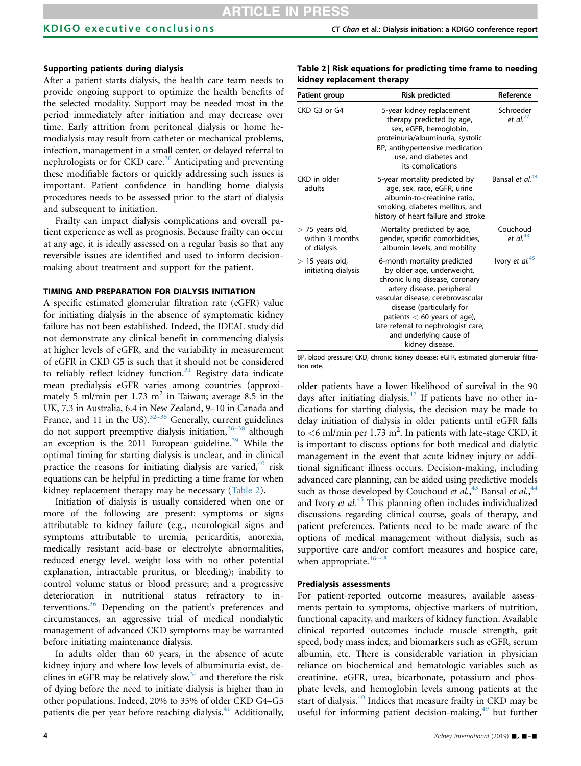### Supporting patients during dialysis

After a patient starts dialysis, the health care team needs to provide ongoing support to optimize the health benefits of the selected modality. Support may be needed most in the period immediately after initiation and may decrease over time. Early attrition from peritoneal dialysis or home hemodialysis may result from catheter or mechanical problems, infection, management in a small center, or delayed referral to nephrologists or for CKD care.[30] Anticipating and preventing these modifiable factors or quickly addressing such issues is important. Patient confidence in handling home dialysis procedures needs to be assessed prior to the start of dialysis and subsequent to initiation.

Frailty can impact dialysis complications and overall patient experience as well as prognosis. Because frailty can occur at any age, it is ideally assessed on a regular basis so that any reversible issues are identified and used to inform decision-making about treatment and support for the patient.

## TIMING AND PREPARATION FOR DIALYSIS INITIATION

A specific estimated glomerular filtration rate (eGFR) value for initiating dialysis in the absence of symptomatic kidney failure has not been established. Indeed, the IDEAL study did not demonstrate any clinical benefit in commencing dialysis at higher levels of eGFR, and the variability in measurement of eGFR in CKD G5 is such that it should not be considered to reliably reflect kidney function.[31] Registry data indicate mean predialysis eGFR varies among countries (approximately 5 ml/min per 1.73 $m^2$ in Taiwan; average 8.5 in the UK, 7.3 in Australia, 6.4 in New Zealand, 9–10 in Canada and France, and 11 in the US).[32–35] Generally, current guidelines do not support preemptive dialysis initiation,[36–38] although an exception is the 2011 European guideline.[39] While the optimal timing for starting dialysis is unclear, and in clinical practice the reasons for initiating dialysis are varied,[40] risk equations can be helpful in predicting a time frame for when kidney replacement therapy may be necessary (Table 2).

Initiation of dialysis is usually considered when one or more of the following are present: symptoms or signs attributable to kidney failure (e.g., neurological signs and symptoms attributable to uremia, pericarditis, anorexia, medically resistant acid-base or electrolyte abnormalities, reduced energy level, weight loss with no other potential explanation, intractable pruritus, or bleeding); inability to control volume status or blood pressure; and a progressive deterioration in nutritional status refractory to interventions.[36] Depending on the patient's preferences and circumstances, an aggressive trial of medical nondialytic management of advanced CKD symptoms may be warranted before initiating maintenance dialysis.

In adults older than 60 years, in the absence of acute kidney injury and where low levels of albuminuria exist, declines in eGFR may be relatively slow,[34] and therefore the risk of dying before the need to initiate dialysis is higher than in other populations. Indeed, 20% to 35% of older CKD G4–G5 patients die per year before reaching dialysis.[41] Additionally,

**Table 2 | Risk equations for predicting time frame to needing kidney replacement therapy**

| Patient group | Risk predicted | Reference |
|---|---|---|
| CKD G3 or G4 | 5-year kidney replacement therapy predicted by age, sex, eGFR, hemoglobin, proteinuria/albuminuria, systolic BP, antihypertensive medication use, and diabetes and its complications | Schroeder *et al.*[77] |
| CKD in older adults | 5-year mortality predicted by age, sex, race, eGFR, urine albumin-to-creatinine ratio, smoking, diabetes mellitus, and history of heart failure and stroke | Bansal *et al.*[44] |
| > 75 years old, within 3 months of dialysis | Mortality predicted by age, gender, specific comorbidities, albumin levels, and mobility | Couchoud *et al.*[43] |
| > 15 years old, initiating dialysis | 6-month mortality predicted by older age, underweight, chronic lung disease, coronary artery disease, peripheral vascular disease, cerebrovascular disease (particularly for patients < 60 years of age), late referral to nephrologist care, and underlying cause of kidney disease. | Ivory *et al.*[45] |

BP, blood pressure; CKD, chronic kidney disease; eGFR, estimated glomerular filtration rate.

older patients have a lower likelihood of survival in the 90 days after initiating dialysis.[42] If patients have no other indications for starting dialysis, the decision may be made to delay initiation of dialysis in older patients until eGFR falls to <6 ml/min per 1.73 $m^2$. In patients with late-stage CKD, it is important to discuss options for both medical and dialytic management in the event that acute kidney injury or additional significant illness occurs. Decision-making, including advanced care planning, can be aided using predictive models such as those developed by Couchoud *et al.*,[43] Bansal *et al.*,[44] and Ivory *et al.*[45] This planning often includes individualized discussions regarding clinical course, goals of therapy, and patient preferences. Patients need to be made aware of the options of medical management without dialysis, such as supportive care and/or comfort measures and hospice care, when appropriate.[46–48]

### Predialysis assessments

For patient-reported outcome measures, available assessments pertain to symptoms, objective markers of nutrition, functional capacity, and markers of kidney function. Available clinical reported outcomes include muscle strength, gait speed, body mass index, and biomarkers such as eGFR, serum albumin, etc. There is considerable variation in physician reliance on biochemical and hematologic variables such as creatinine, eGFR, urea, bicarbonate, potassium and phosphate levels, and hemoglobin levels among patients at the start of dialysis.[40] Indices that measure frailty in CKD may be useful for informing patient decision-making,[49] but further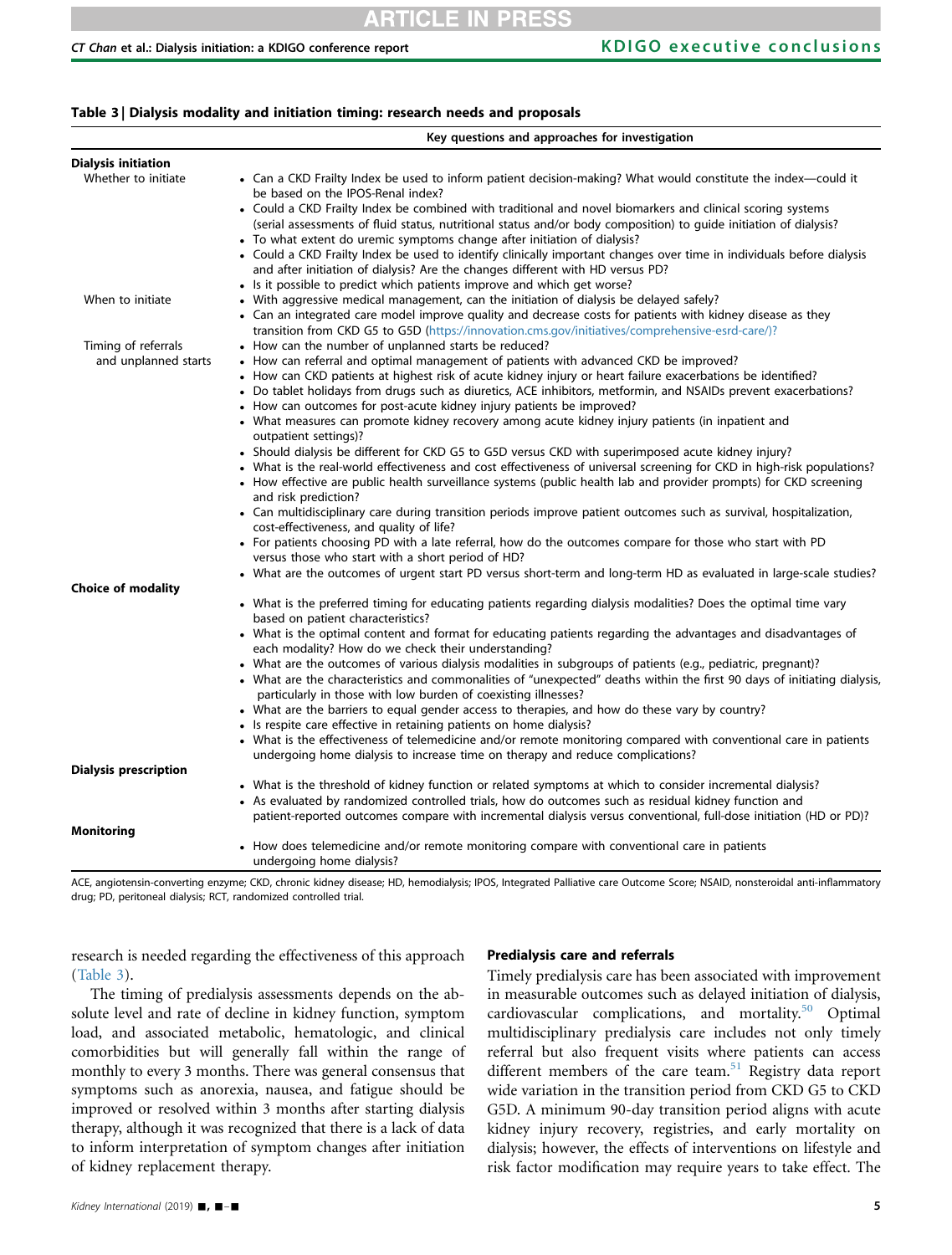**Table 3 | Dialysis modality and initiation timing: research needs and proposals**

| | Key questions and approaches for investigation |
|---|---|
| **Dialysis initiation** | |
| Whether to initiate | • Can a CKD Frailty Index be used to inform patient decision-making? What would constitute the index—could it be based on the IPOS-Renal index?<br>• Could a CKD Frailty Index be combined with traditional and novel biomarkers and clinical scoring systems (serial assessments of fluid status, nutritional status and/or body composition) to guide initiation of dialysis?<br>• To what extent do uremic symptoms change after initiation of dialysis?<br>• Could a CKD Frailty Index be used to identify clinically important changes over time in individuals before dialysis and after initiation of dialysis? Are the changes different with HD versus PD?<br>• Is it possible to predict which patients improve and which get worse? |
| When to initiate | • With aggressive medical management, can the initiation of dialysis be delayed safely?<br>• Can an integrated care model improve quality and decrease costs for patients with kidney disease as they transition from CKD G5 to G5D (https://innovation.cms.gov/initiatives/comprehensive-esrd-care/)? |
| Timing of referrals and unplanned starts | • How can the number of unplanned starts be reduced?<br>• How can referral and optimal management of patients with advanced CKD be improved?<br>• How can CKD patients at highest risk of acute kidney injury or heart failure exacerbations be identified?<br>• Do tablet holidays from drugs such as diuretics, ACE inhibitors, metformin, and NSAIDs prevent exacerbations?<br>• How can outcomes for post-acute kidney injury patients be improved?<br>• What measures can promote kidney recovery among acute kidney injury patients (in inpatient and outpatient settings)?<br>• Should dialysis be different for CKD G5 to G5D versus CKD with superimposed acute kidney injury?<br>• What is the real-world effectiveness and cost effectiveness of universal screening for CKD in high-risk populations?<br>• How effective are public health surveillance systems (public health lab and provider prompts) for CKD screening and risk prediction?<br>• Can multidisciplinary care during transition periods improve patient outcomes such as survival, hospitalization, cost-effectiveness, and quality of life?<br>• For patients choosing PD with a late referral, how do the outcomes compare for those who start with PD versus those who start with a short period of HD?<br>• What are the outcomes of urgent start PD versus short-term and long-term HD as evaluated in large-scale studies? |
| **Choice of modality** | • What is the preferred timing for educating patients regarding dialysis modalities? Does the optimal time vary based on patient characteristics?<br>• What is the optimal content and format for educating patients regarding the advantages and disadvantages of each modality? How do we check their understanding?<br>• What are the outcomes of various dialysis modalities in subgroups of patients (e.g., pediatric, pregnant)?<br>• What are the characteristics and commonalities of "unexpected" deaths within the first 90 days of initiating dialysis, particularly in those with low burden of coexisting illnesses?<br>• What are the barriers to equal gender access to therapies, and how do these vary by country?<br>• Is respite care effective in retaining patients on home dialysis?<br>• What is the effectiveness of telemedicine and/or remote monitoring compared with conventional care in patients undergoing home dialysis to increase time on therapy and reduce complications? |
| **Dialysis prescription** | • What is the threshold of kidney function or related symptoms at which to consider incremental dialysis?<br>• As evaluated by randomized controlled trials, how do outcomes such as residual kidney function and patient-reported outcomes compare with incremental dialysis versus conventional, full-dose initiation (HD or PD)? |
| **Monitoring** | • How does telemedicine and/or remote monitoring compare with conventional care in patients undergoing home dialysis? |

ACE, angiotensin-converting enzyme; CKD, chronic kidney disease; HD, hemodialysis; IPOS, Integrated Palliative care Outcome Score; NSAID, nonsteroidal anti-inflammatory drug; PD, peritoneal dialysis; RCT, randomized controlled trial.

research is needed regarding the effectiveness of this approach (Table 3).

The timing of predialysis assessments depends on the absolute level and rate of decline in kidney function, symptom load, and associated metabolic, hematologic, and clinical comorbidities but will generally fall within the range of monthly to every 3 months. There was general consensus that symptoms such as anorexia, nausea, and fatigue should be improved or resolved within 3 months after starting dialysis therapy, although it was recognized that there is a lack of data to inform interpretation of symptom changes after initiation of kidney replacement therapy.

### Predialysis care and referrals

Timely predialysis care has been associated with improvement in measurable outcomes such as delayed initiation of dialysis, cardiovascular complications, and mortality.[50] Optimal multidisciplinary predialysis care includes not only timely referral but also frequent visits where patients can access different members of the care team.[51] Registry data report wide variation in the transition period from CKD G5 to CKD G5D. A minimum 90-day transition period aligns with acute kidney injury recovery, registries, and early mortality on dialysis; however, the effects of interventions on lifestyle and risk factor modification may require years to take effect. The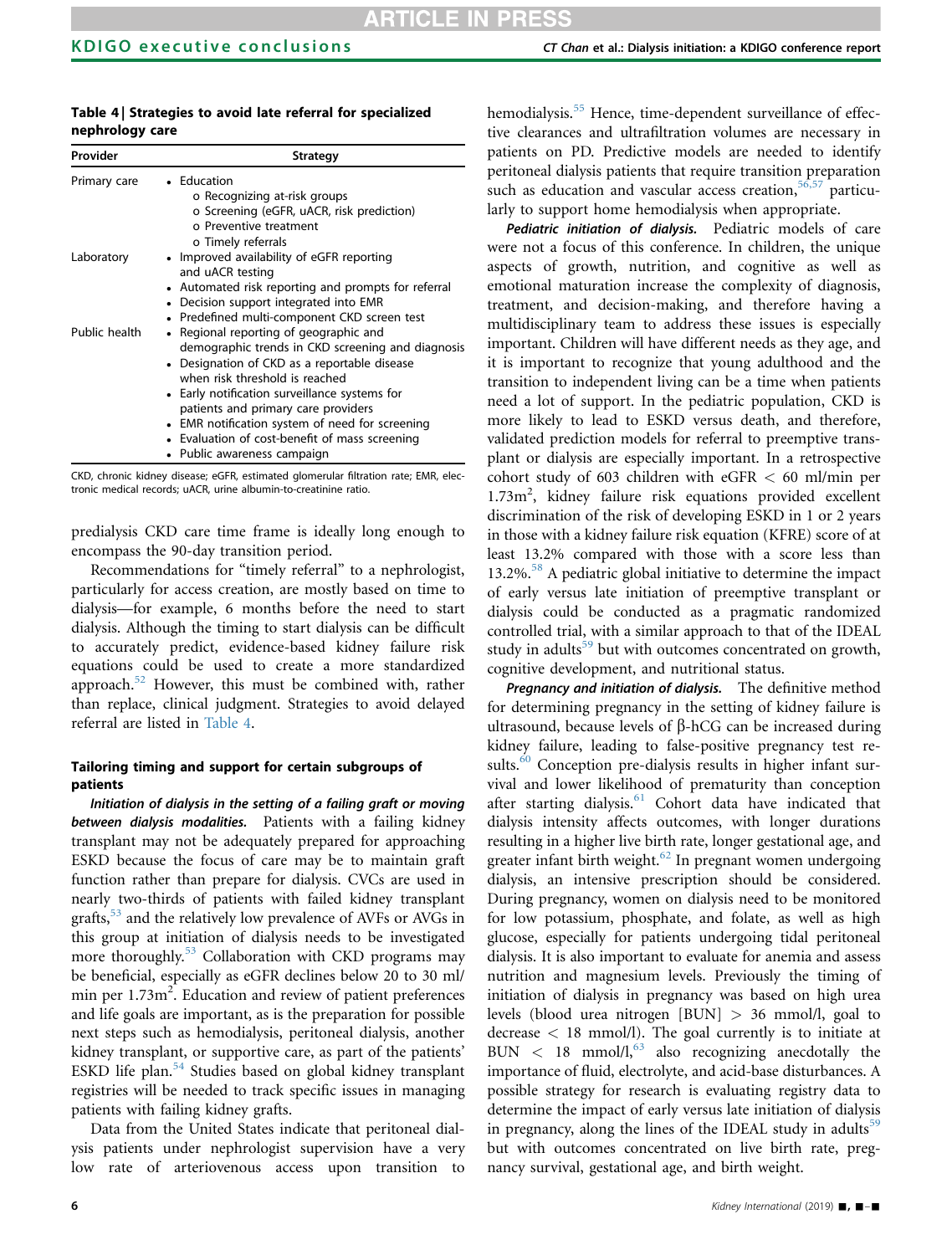**Table 4 | Strategies to avoid late referral for specialized nephrology care**

| Provider | Strategy |
|---|---|
| Primary care | • Education<br>o Recognizing at-risk groups<br>o Screening (eGFR, uACR, risk prediction)<br>o Preventive treatment<br>o Timely referrals |
| Laboratory | • Improved availability of eGFR reporting and uACR testing<br>• Automated risk reporting and prompts for referral<br>• Decision support integrated into EMR<br>• Predefined multi-component CKD screen test |
| Public health | • Regional reporting of geographic and demographic trends in CKD screening and diagnosis<br>• Designation of CKD as a reportable disease when risk threshold is reached<br>• Early notification surveillance systems for patients and primary care providers<br>• EMR notification system of need for screening<br>• Evaluation of cost-benefit of mass screening<br>• Public awareness campaign |

CKD, chronic kidney disease; eGFR, estimated glomerular filtration rate; EMR, electronic medical records; uACR, urine albumin-to-creatinine ratio.

predialysis CKD care time frame is ideally long enough to encompass the 90-day transition period.

Recommendations for "timely referral" to a nephrologist, particularly for access creation, are mostly based on time to dialysis—for example, 6 months before the need to start dialysis. Although the timing to start dialysis can be difficult to accurately predict, evidence-based kidney failure risk equations could be used to create a more standardized approach.[52] However, this must be combined with, rather than replace, clinical judgment. Strategies to avoid delayed referral are listed in Table 4.

### Tailoring timing and support for certain subgroups of patients

***Initiation of dialysis in the setting of a failing graft or moving between dialysis modalities.*** Patients with a failing kidney transplant may not be adequately prepared for approaching ESKD because the focus of care may be to maintain graft function rather than prepare for dialysis. CVCs are used in nearly two-thirds of patients with failed kidney transplant grafts,[53] and the relatively low prevalence of AVFs or AVGs in this group at initiation of dialysis needs to be investigated more thoroughly.[53] Collaboration with CKD programs may be beneficial, especially as eGFR declines below 20 to 30 ml/min per $1.73m^2$. Education and review of patient preferences and life goals are important, as is the preparation for possible next steps such as hemodialysis, peritoneal dialysis, another kidney transplant, or supportive care, as part of the patients' ESKD life plan.[54] Studies based on global kidney transplant registries will be needed to track specific issues in managing patients with failing kidney grafts.

Data from the United States indicate that peritoneal dialysis patients under nephrologist supervision have a very low rate of arteriovenous access upon transition to hemodialysis.[55] Hence, time-dependent surveillance of effective clearances and ultrafiltration volumes are necessary in patients on PD. Predictive models are needed to identify peritoneal dialysis patients that require transition preparation such as education and vascular access creation,[56,57] particularly to support home hemodialysis when appropriate.

***Pediatric initiation of dialysis.*** Pediatric models of care were not a focus of this conference. In children, the unique aspects of growth, nutrition, and cognitive as well as emotional maturation increase the complexity of diagnosis, treatment, and decision-making, and therefore having a multidisciplinary team to address these issues is especially important. Children will have different needs as they age, and it is important to recognize that young adulthood and the transition to independent living can be a time when patients need a lot of support. In the pediatric population, CKD is more likely to lead to ESKD versus death, and therefore, validated prediction models for referral to preemptive transplant or dialysis are especially important. In a retrospective cohort study of 603 children with eGFR < 60 ml/min per $1.73m^2$, kidney failure risk equations provided excellent discrimination of the risk of developing ESKD in 1 or 2 years in those with a kidney failure risk equation (KFRE) score of at least 13.2% compared with those with a score less than 13.2%.[58] A pediatric global initiative to determine the impact of early versus late initiation of preemptive transplant or dialysis could be conducted as a pragmatic randomized controlled trial, with a similar approach to that of the IDEAL study in adults[59] but with outcomes concentrated on growth, cognitive development, and nutritional status.

***Pregnancy and initiation of dialysis.*** The definitive method for determining pregnancy in the setting of kidney failure is ultrasound, because levels of β-hCG can be increased during kidney failure, leading to false-positive pregnancy test results.[60] Conception pre-dialysis results in higher infant survival and lower likelihood of prematurity than conception after starting dialysis.[61] Cohort data have indicated that dialysis intensity affects outcomes, with longer durations resulting in a higher live birth rate, longer gestational age, and greater infant birth weight.[62] In pregnant women undergoing dialysis, an intensive prescription should be considered. During pregnancy, women on dialysis need to be monitored for low potassium, phosphate, and folate, as well as high glucose, especially for patients undergoing tidal peritoneal dialysis. It is also important to evaluate for anemia and assess nutrition and magnesium levels. Previously the timing of initiation of dialysis in pregnancy was based on high urea levels (blood urea nitrogen [BUN] > 36 mmol/l, goal to decrease < 18 mmol/l). The goal currently is to initiate at BUN < 18 mmol/l,[63] also recognizing anecdotally the importance of fluid, electrolyte, and acid-base disturbances. A possible strategy for research is evaluating registry data to determine the impact of early versus late initiation of dialysis in pregnancy, along the lines of the IDEAL study in adults[59] but with outcomes concentrated on live birth rate, pregnancy survival, gestational age, and birth weight.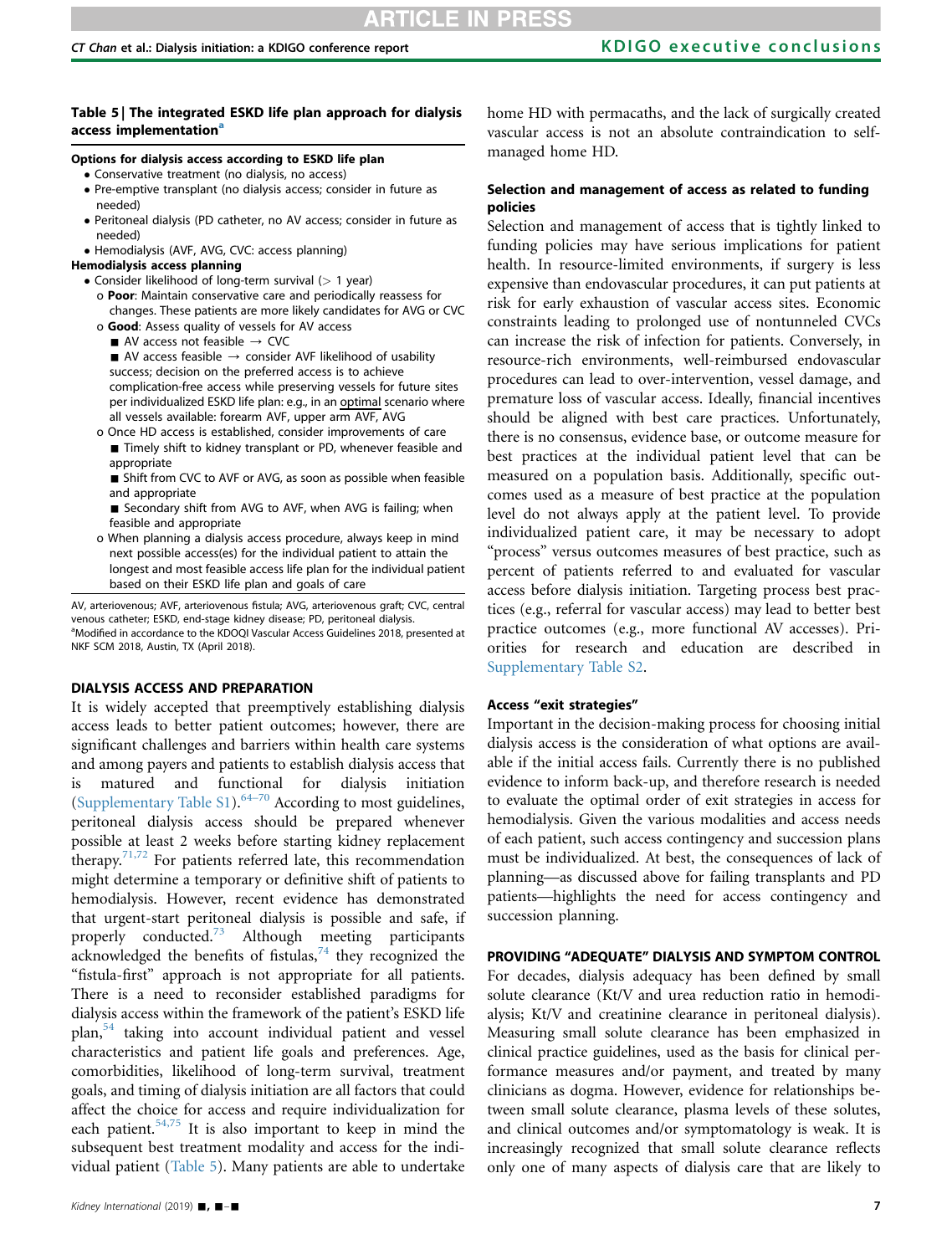**Table 5 | The integrated ESKD life plan approach for dialysis access implementation**[a]

**Options for dialysis access according to ESKD life plan**

- Conservative treatment (no dialysis, no access)
- Pre-emptive transplant (no dialysis access; consider in future as needed)
- Peritoneal dialysis (PD catheter, no AV access; consider in future as needed)
- Hemodialysis (AVF, AVG, CVC: access planning)

**Hemodialysis access planning**

- Consider likelihood of long-term survival (> 1 year)
  - **Poor**: Maintain conservative care and periodically reassess for changes. These patients are more likely candidates for AVG or CVC
  - **Good**: Assess quality of vessels for AV access
    - AV access not feasible → CVC
    - AV access feasible → consider AVF likelihood of usability success; decision on the preferred access is to achieve complication-free access while preserving vessels for future sites per individualized ESKD life plan: e.g., in an optimal scenario where all vessels available: forearm AVF, upper arm AVF, AVG
  - Once HD access is established, consider improvements of care
    - Timely shift to kidney transplant or PD, whenever feasible and appropriate
    - Shift from CVC to AVF or AVG, as soon as possible when feasible and appropriate
    - Secondary shift from AVG to AVF, when AVG is failing; when feasible and appropriate
  - When planning a dialysis access procedure, always keep in mind next possible access(es) for the individual patient to attain the longest and most feasible access life plan for the individual patient based on their ESKD life plan and goals of care

AV, arteriovenous; AVF, arteriovenous fistula; AVG, arteriovenous graft; CVC, central venous catheter; ESKD, end-stage kidney disease; PD, peritoneal dialysis.
[a]Modified in accordance to the KDOQI Vascular Access Guidelines 2018, presented at NKF SCM 2018, Austin, TX (April 2018).

## DIALYSIS ACCESS AND PREPARATION

It is widely accepted that preemptively establishing dialysis access leads to better patient outcomes; however, there are significant challenges and barriers within health care systems and among payers and patients to establish dialysis access that is matured and functional for dialysis initiation (Supplementary Table S1).[64–70] According to most guidelines, peritoneal dialysis access should be prepared whenever possible at least 2 weeks before starting kidney replacement therapy.[71,72] For patients referred late, this recommendation might determine a temporary or definitive shift of patients to hemodialysis. However, recent evidence has demonstrated that urgent-start peritoneal dialysis is possible and safe, if properly conducted.[73] Although meeting participants acknowledged the benefits of fistulas,[74] they recognized the "fistula-first" approach is not appropriate for all patients. There is a need to reconsider established paradigms for dialysis access within the framework of the patient's ESKD life plan,[54] taking into account individual patient and vessel characteristics and patient life goals and preferences. Age, comorbidities, likelihood of long-term survival, treatment goals, and timing of dialysis initiation are all factors that could affect the choice for access and require individualization for each patient.[54,75] It is also important to keep in mind the subsequent best treatment modality and access for the individual patient (Table 5). Many patients are able to undertake home HD with permacaths, and the lack of surgically created vascular access is not an absolute contraindication to self-managed home HD.

### Selection and management of access as related to funding policies

Selection and management of access that is tightly linked to funding policies may have serious implications for patient health. In resource-limited environments, if surgery is less expensive than endovascular procedures, it can put patients at risk for early exhaustion of vascular access sites. Economic constraints leading to prolonged use of nontunneled CVCs can increase the risk of infection for patients. Conversely, in resource-rich environments, well-reimbursed endovascular procedures can lead to over-intervention, vessel damage, and premature loss of vascular access. Ideally, financial incentives should be aligned with best care practices. Unfortunately, there is no consensus, evidence base, or outcome measure for best practices at the individual patient level that can be measured on a population basis. Additionally, specific outcomes used as a measure of best practice at the population level do not always apply at the patient level. To provide individualized patient care, it may be necessary to adopt "process" versus outcomes measures of best practice, such as percent of patients referred to and evaluated for vascular access before dialysis initiation. Targeting process best practices (e.g., referral for vascular access) may lead to better best practice outcomes (e.g., more functional AV accesses). Priorities for research and education are described in Supplementary Table S2.

### Access "exit strategies"

Important in the decision-making process for choosing initial dialysis access is the consideration of what options are available if the initial access fails. Currently there is no published evidence to inform back-up, and therefore research is needed to evaluate the optimal order of exit strategies in access for hemodialysis. Given the various modalities and access needs of each patient, such access contingency and succession plans must be individualized. At best, the consequences of lack of planning—as discussed above for failing transplants and PD patients—highlights the need for access contingency and succession planning.

## PROVIDING "ADEQUATE" DIALYSIS AND SYMPTOM CONTROL

For decades, dialysis adequacy has been defined by small solute clearance (Kt/V and urea reduction ratio in hemodialysis; Kt/V and creatinine clearance in peritoneal dialysis). Measuring small solute clearance has been emphasized in clinical practice guidelines, used as the basis for clinical performance measures and/or payment, and treated by many clinicians as dogma. However, evidence for relationships between small solute clearance, plasma levels of these solutes, and clinical outcomes and/or symptomatology is weak. It is increasingly recognized that small solute clearance reflects only one of many aspects of dialysis care that are likely to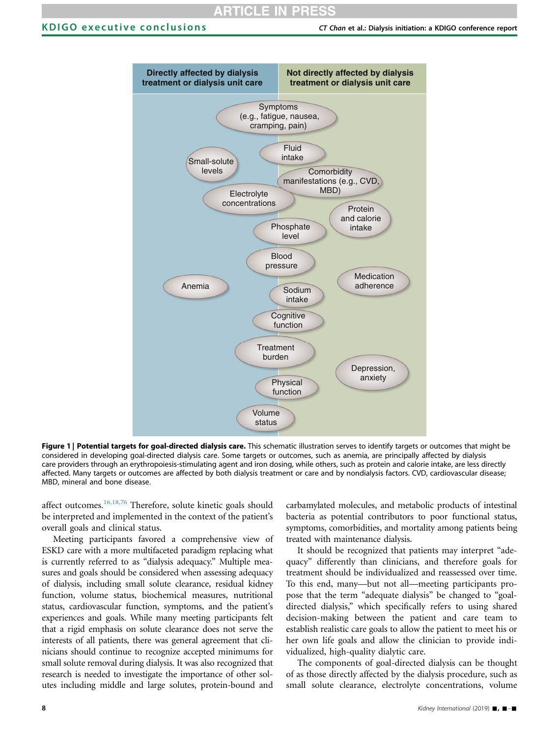| Directly affected by dialysis treatment or dialysis unit care | Not directly affected by dialysis treatment or dialysis unit care |
|---|---|
| Symptoms (e.g., fatigue, nausea, cramping, pain) | |
| Small-solute levels | Fluid intake |
| Electrolyte concentrations | Comorbidity manifestations (e.g., CVD, MBD) |
| Phosphate level | Protein and calorie intake |
| Blood pressure | Medication adherence |
| Anemia | Sodium intake |
| Cognitive function | |
| Treatment burden | Depression, anxiety |
| Physical function | |
| Volume status | |

**Figure 1 | Potential targets for goal-directed dialysis care.** This schematic illustration serves to identify targets or outcomes that might be considered in developing goal-directed dialysis care. Some targets or outcomes, such as anemia, are principally affected by dialysis care providers through an erythropoiesis-stimulating agent and iron dosing, while others, such as protein and calorie intake, are less directly affected. Many targets or outcomes are affected by both dialysis treatment or care and by nondialysis factors. CVD, cardiovascular disease; MBD, mineral and bone disease.

affect outcomes.[16,18,76] Therefore, solute kinetic goals should be interpreted and implemented in the context of the patient's overall goals and clinical status.

Meeting participants favored a comprehensive view of ESKD care with a more multifaceted paradigm replacing what is currently referred to as "dialysis adequacy." Multiple measures and goals should be considered when assessing adequacy of dialysis, including small solute clearance, residual kidney function, volume status, biochemical measures, nutritional status, cardiovascular function, symptoms, and the patient's experiences and goals. While many meeting participants felt that a rigid emphasis on solute clearance does not serve the interests of all patients, there was general agreement that clinicians should continue to recognize accepted minimums for small solute removal during dialysis. It was also recognized that research is needed to investigate the importance of other solutes including middle and large solutes, protein-bound and carbamylated molecules, and metabolic products of intestinal bacteria as potential contributors to poor functional status, symptoms, comorbidities, and mortality among patients being treated with maintenance dialysis.

It should be recognized that patients may interpret "adequacy" differently than clinicians, and therefore goals for treatment should be individualized and reassessed over time. To this end, many—but not all—meeting participants propose that the term "adequate dialysis" be changed to "goal-directed dialysis," which specifically refers to using shared decision-making between the patient and care team to establish realistic care goals to allow the patient to meet his or her own life goals and allow the clinician to provide individualized, high-quality dialytic care.

The components of goal-directed dialysis can be thought of as those directly affected by the dialysis procedure, such as small solute clearance, electrolyte concentrations, volume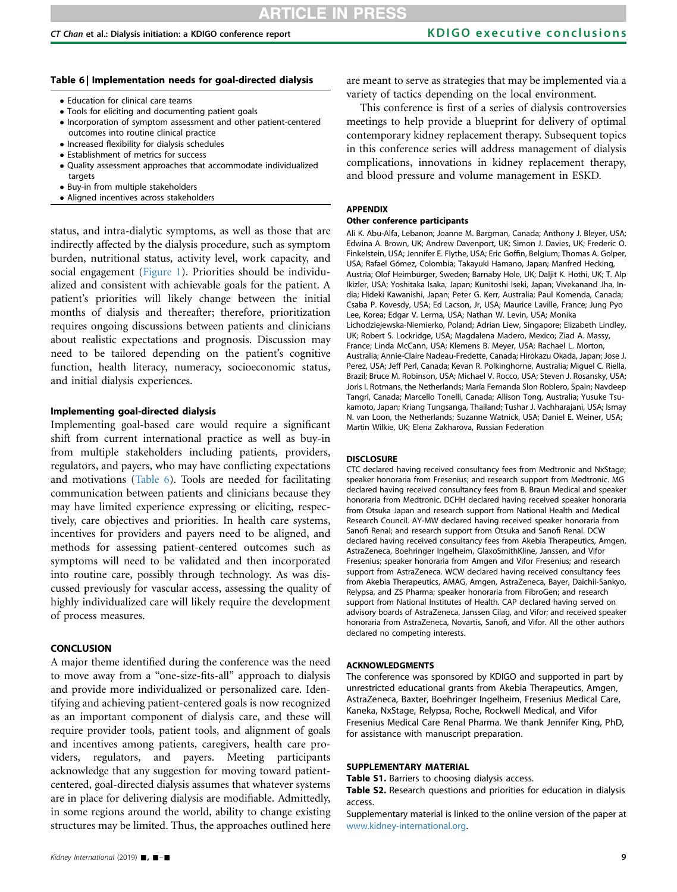**Table 6 | Implementation needs for goal-directed dialysis**

- Education for clinical care teams
- Tools for eliciting and documenting patient goals
- Incorporation of symptom assessment and other patient-centered outcomes into routine clinical practice
- Increased flexibility for dialysis schedules
- Establishment of metrics for success
- Quality assessment approaches that accommodate individualized targets
- Buy-in from multiple stakeholders
- Aligned incentives across stakeholders

status, and intra-dialytic symptoms, as well as those that are indirectly affected by the dialysis procedure, such as symptom burden, nutritional status, activity level, work capacity, and social engagement (Figure 1). Priorities should be individualized and consistent with achievable goals for the patient. A patient's priorities will likely change between the initial months of dialysis and thereafter; therefore, prioritization requires ongoing discussions between patients and clinicians about realistic expectations and prognosis. Discussion may need to be tailored depending on the patient's cognitive function, health literacy, numeracy, socioeconomic status, and initial dialysis experiences.

#### Implementing goal-directed dialysis

Implementing goal-based care would require a significant shift from current international practice as well as buy-in from multiple stakeholders including patients, providers, regulators, and payers, who may have conflicting expectations and motivations (Table 6). Tools are needed for facilitating communication between patients and clinicians because they may have limited experience expressing or eliciting, respectively, care objectives and priorities. In health care systems, incentives for providers and payers need to be aligned, and methods for assessing patient-centered outcomes such as symptoms will need to be validated and then incorporated into routine care, possibly through technology. As was discussed previously for vascular access, assessing the quality of highly individualized care will likely require the development of process measures.

## CONCLUSION

A major theme identified during the conference was the need to move away from a "one-size-fits-all" approach to dialysis and provide more individualized or personalized care. Identifying and achieving patient-centered goals is now recognized as an important component of dialysis care, and these will require provider tools, patient tools, and alignment of goals and incentives among patients, caregivers, health care providers, regulators, and payers. Meeting participants acknowledge that any suggestion for moving toward patient-centered, goal-directed dialysis assumes that whatever systems are in place for delivering dialysis are modifiable. Admittedly, in some regions around the world, ability to change existing structures may be limited. Thus, the approaches outlined here are meant to serve as strategies that may be implemented via a variety of tactics depending on the local environment.

This conference is first of a series of dialysis controversies meetings to help provide a blueprint for delivery of optimal contemporary kidney replacement therapy. Subsequent topics in this conference series will address management of dialysis complications, innovations in kidney replacement therapy, and blood pressure and volume management in ESKD.

## APPENDIX

#### Other conference participants

Ali K. Abu-Alfa, Lebanon; Joanne M. Bargman, Canada; Anthony J. Bleyer, USA; Edwina A. Brown, UK; Andrew Davenport, UK; Simon J. Davies, UK; Frederic O. Finkelstein, USA; Jennifer E. Flythe, USA; Eric Goffin, Belgium; Thomas A. Golper, USA; Rafael Gómez, Colombia; Takayuki Hamano, Japan; Manfred Hecking, Austria; Olof Heimbürger, Sweden; Barnaby Hole, UK; Daljit K. Hothi, UK; T. Alp Ikizler, USA; Yoshitaka Isaka, Japan; Kunitoshi Iseki, Japan; Vivekanand Jha, India; Hideki Kawanishi, Japan; Peter G. Kerr, Australia; Paul Komenda, Canada; Csaba P. Kovesdy, USA; Ed Lacson, Jr, USA; Maurice Laville, France; Jung Pyo Lee, Korea; Edgar V. Lerma, USA; Nathan W. Levin, USA; Monika Lichodziejewska-Niemierko, Poland; Adrian Liew, Singapore; Elizabeth Lindley, UK; Robert S. Lockridge, USA; Magdalena Madero, Mexico; Ziad A. Massy, France; Linda McCann, USA; Klemens B. Meyer, USA; Rachael L. Morton, Australia; Annie-Claire Nadeau-Fredette, Canada; Hirokazu Okada, Japan; Jose J. Perez, USA; Jeff Perl, Canada; Kevan R. Polkinghorne, Australia; Miguel C. Riella, Brazil; Bruce M. Robinson, USA; Michael V. Rocco, USA; Steven J. Rosansky, USA; Joris I. Rotmans, the Netherlands; María Fernanda Slon Roblero, Spain; Navdeep Tangri, Canada; Marcello Tonelli, Canada; Allison Tong, Australia; Yusuke Tsukamoto, Japan; Kriang Tungsanga, Thailand; Tushar J. Vachharajani, USA; Ismay N. van Loon, the Netherlands; Suzanne Watnick, USA; Daniel E. Weiner, USA; Martin Wilkie, UK; Elena Zakharova, Russian Federation

## DISCLOSURE

CTC declared having received consultancy fees from Medtronic and NxStage; speaker honoraria from Fresenius; and research support from Medtronic. MG declared having received consultancy fees from B. Braun Medical and speaker honoraria from Medtronic. DCHH declared having received speaker honoraria from Otsuka Japan and research support from National Health and Medical Research Council. AY-MW declared having received speaker honoraria from Sanofi Renal; and research support from Otsuka and Sanofi Renal. DCW declared having received consultancy fees from Akebia Therapeutics, Amgen, AstraZeneca, Boehringer Ingelheim, GlaxoSmithKline, Janssen, and Vifor Fresenius; speaker honoraria from Amgen and Vifor Fresenius; and research support from AstraZeneca. WCW declared having received consultancy fees from Akebia Therapeutics, AMAG, Amgen, AstraZeneca, Bayer, Daichii-Sankyo, Relypsa, and ZS Pharma; speaker honoraria from FibroGen; and research support from National Institutes of Health. CAP declared having served on advisory boards of AstraZeneca, Janssen Cilag, and Vifor; and received speaker honoraria from AstraZeneca, Novartis, Sanofi, and Vifor. All the other authors declared no competing interests.

## ACKNOWLEDGMENTS

The conference was sponsored by KDIGO and supported in part by unrestricted educational grants from Akebia Therapeutics, Amgen, AstraZeneca, Baxter, Boehringer Ingelheim, Fresenius Medical Care, Kaneka, NxStage, Relypsa, Roche, Rockwell Medical, and Vifor Fresenius Medical Care Renal Pharma. We thank Jennifer King, PhD, for assistance with manuscript preparation.

## SUPPLEMENTARY MATERIAL

**Table S1.** Barriers to choosing dialysis access.

**Table S2.** Research questions and priorities for education in dialysis access.

Supplementary material is linked to the online version of the paper at www.kidney-international.org.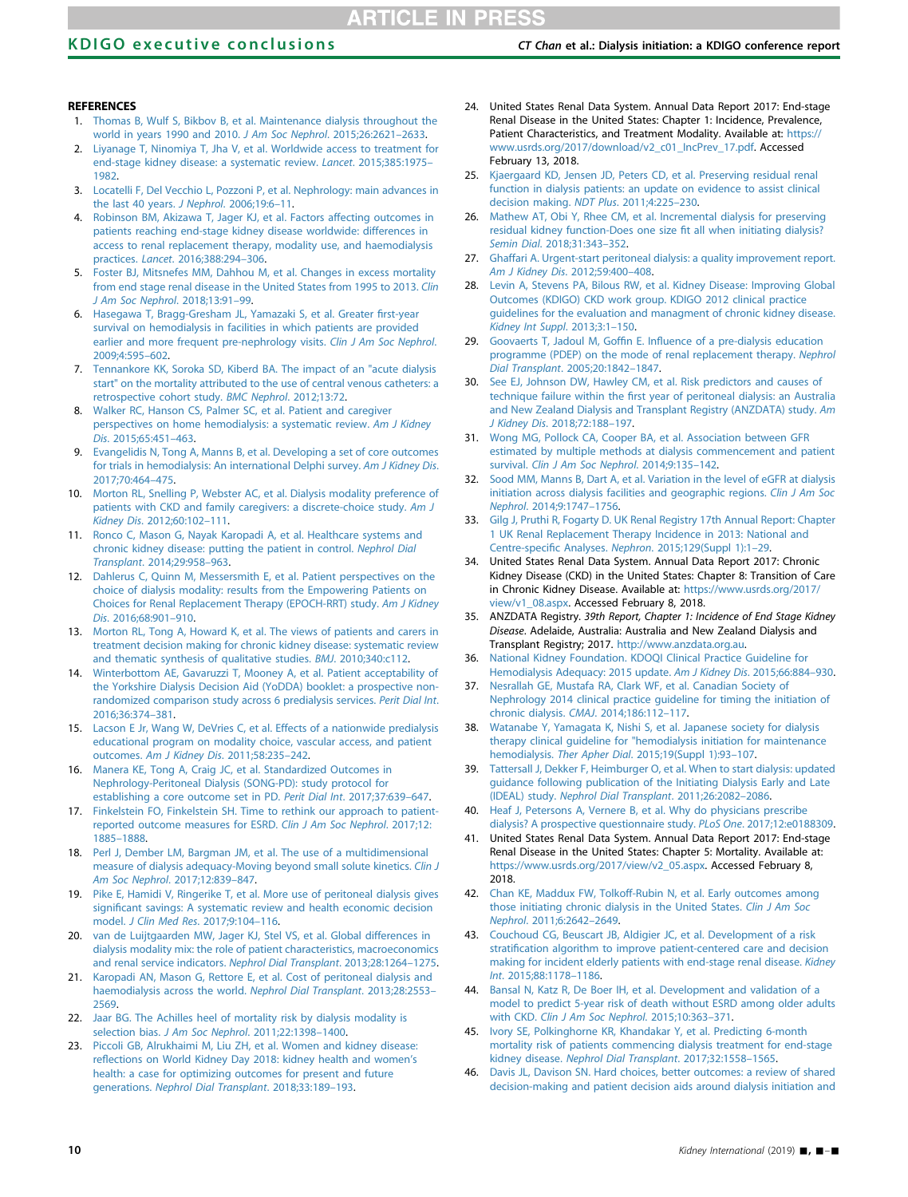## REFERENCES

1. Thomas B, Wulf S, Bikbov B, et al. Maintenance dialysis throughout the world in years 1990 and 2010. *J Am Soc Nephrol*. 2015;26:2621–2633.
2. Liyanage T, Ninomiya T, Jha V, et al. Worldwide access to treatment for end-stage kidney disease: a systematic review. *Lancet*. 2015;385:1975–1982.
3. Locatelli F, Del Vecchio L, Pozzoni P, et al. Nephrology: main advances in the last 40 years. *J Nephrol*. 2006;19:6–11.
4. Robinson BM, Akizawa T, Jager KJ, et al. Factors affecting outcomes in patients reaching end-stage kidney disease worldwide: differences in access to renal replacement therapy, modality use, and haemodialysis practices. *Lancet*. 2016;388:294–306.
5. Foster BJ, Mitsnefes MM, Dahhou M, et al. Changes in excess mortality from end stage renal disease in the United States from 1995 to 2013. *Clin J Am Soc Nephrol*. 2018;13:91–99.
6. Hasegawa T, Bragg-Gresham JL, Yamazaki S, et al. Greater first-year survival on hemodialysis in facilities in which patients are provided earlier and more frequent pre-nephrology visits. *Clin J Am Soc Nephrol*. 2009;4:595–602.
7. Tennankore KK, Soroka SD, Kiberd BA. The impact of an "acute dialysis start" on the mortality attributed to the use of central venous catheters: a retrospective cohort study. *BMC Nephrol*. 2012;13:72.
8. Walker RC, Hanson CS, Palmer SC, et al. Patient and caregiver perspectives on home hemodialysis: a systematic review. *Am J Kidney Dis*. 2015;65:451–463.
9. Evangelidis N, Tong A, Manns B, et al. Developing a set of core outcomes for trials in hemodialysis: An international Delphi survey. *Am J Kidney Dis*. 2017;70:464–475.
10. Morton RL, Snelling P, Webster AC, et al. Dialysis modality preference of patients with CKD and family caregivers: a discrete-choice study. *Am J Kidney Dis*. 2012;60:102–111.
11. Ronco C, Mason G, Nayak Karopadi A, et al. Healthcare systems and chronic kidney disease: putting the patient in control. *Nephrol Dial Transplant*. 2014;29:958–963.
12. Dahlerus C, Quinn M, Messersmith E, et al. Patient perspectives on the choice of dialysis modality: results from the Empowering Patients on Choices for Renal Replacement Therapy (EPOCH-RRT) study. *Am J Kidney Dis*. 2016;68:901–910.
13. Morton RL, Tong A, Howard K, et al. The views of patients and carers in treatment decision making for chronic kidney disease: systematic review and thematic synthesis of qualitative studies. *BMJ*. 2010;340:c112.
14. Winterbottom AE, Gavaruzzi T, Mooney A, et al. Patient acceptability of the Yorkshire Dialysis Decision Aid (YoDDA) booklet: a prospective non-randomized comparison study across 6 predialysis services. *Perit Dial Int*. 2016;36:374–381.
15. Lacson E Jr, Wang W, DeVries C, et al. Effects of a nationwide predialysis educational program on modality choice, vascular access, and patient outcomes. *Am J Kidney Dis*. 2011;58:235–242.
16. Manera KE, Tong A, Craig JC, et al. Standardized Outcomes in Nephrology-Peritoneal Dialysis (SONG-PD): study protocol for establishing a core outcome set in PD. *Perit Dial Int*. 2017;37:639–647.
17. Finkelstein FO, Finkelstein SH. Time to rethink our approach to patient-reported outcome measures for ESRD. *Clin J Am Soc Nephrol*. 2017;12:1885–1888.
18. Perl J, Dember LM, Bargman JM, et al. The use of a multidimensional measure of dialysis adequacy-Moving beyond small solute kinetics. *Clin J Am Soc Nephrol*. 2017;12:839–847.
19. Pike E, Hamidi V, Ringerike T, et al. More use of peritoneal dialysis gives significant savings: A systematic review and health economic decision model. *J Clin Med Res*. 2017;9:104–116.
20. van de Luijtgaarden MW, Jager KJ, Stel VS, et al. Global differences in dialysis modality mix: the role of patient characteristics, macroeconomics and renal service indicators. *Nephrol Dial Transplant*. 2013;28:1264–1275.
21. Karopadi AN, Mason G, Rettore E, et al. Cost of peritoneal dialysis and haemodialysis across the world. *Nephrol Dial Transplant*. 2013;28:2553–2569.
22. Jaar BG. The Achilles heel of mortality risk by dialysis modality is selection bias. *J Am Soc Nephrol*. 2011;22:1398–1400.
23. Piccoli GB, Alrukhaimi M, Liu ZH, et al. Women and kidney disease: reflections on World Kidney Day 2018: kidney health and women's health: a case for optimizing outcomes for present and future generations. *Nephrol Dial Transplant*. 2018;33:189–193.
24. United States Renal Data System. Annual Data Report 2017: End-stage Renal Disease in the United States: Chapter 1: Incidence, Prevalence, Patient Characteristics, and Treatment Modality. Available at: https://www.usrds.org/2017/download/v2_c01_IncPrev_17.pdf. Accessed February 13, 2018.
25. Kjaergaard KD, Jensen JD, Peters CD, et al. Preserving residual renal function in dialysis patients: an update on evidence to assist clinical decision making. *NDT Plus*. 2011;4:225–230.
26. Mathew AT, Obi Y, Rhee CM, et al. Incremental dialysis for preserving residual kidney function-Does one size fit all when initiating dialysis? *Semin Dial*. 2018;31:343–352.
27. Ghaffari A. Urgent-start peritoneal dialysis: a quality improvement report. *Am J Kidney Dis*. 2012;59:400–408.
28. Levin A, Stevens PA, Bilous RW, et al. Kidney Disease: Improving Global Outcomes (KDIGO) CKD work group. KDIGO 2012 clinical practice guidelines for the evaluation and managment of chronic kidney disease. *Kidney Int Suppl*. 2013;3:1–150.
29. Goovaerts T, Jadoul M, Goffin E. Influence of a pre-dialysis education programme (PDEP) on the mode of renal replacement therapy. *Nephrol Dial Transplant*. 2005;20:1842–1847.
30. See EJ, Johnson DW, Hawley CM, et al. Risk predictors and causes of technique failure within the first year of peritoneal dialysis: an Australia and New Zealand Dialysis and Transplant Registry (ANZDATA) study. *Am J Kidney Dis*. 2018;72:188–197.
31. Wong MG, Pollock CA, Cooper BA, et al. Association between GFR estimated by multiple methods at dialysis commencement and patient survival. *Clin J Am Soc Nephrol*. 2014;9:135–142.
32. Sood MM, Manns B, Dart A, et al. Variation in the level of eGFR at dialysis initiation across dialysis facilities and geographic regions. *Clin J Am Soc Nephrol*. 2014;9:1747–1756.
33. Gilg J, Pruthi R, Fogarty D. UK Renal Registry 17th Annual Report: Chapter 1 UK Renal Replacement Therapy Incidence in 2013: National and Centre-specific Analyses. *Nephron*. 2015;129(Suppl 1):1–29.
34. United States Renal Data System. Annual Data Report 2017: Chronic Kidney Disease (CKD) in the United States: Chapter 8: Transition of Care in Chronic Kidney Disease. Available at: https://www.usrds.org/2017/view/v1_08.aspx. Accessed February 8, 2018.
35. ANZDATA Registry. *39th Report, Chapter 1: Incidence of End Stage Kidney Disease*. Adelaide, Australia: Australia and New Zealand Dialysis and Transplant Registry; 2017. http://www.anzdata.org.au.
36. National Kidney Foundation. KDOQI Clinical Practice Guideline for Hemodialysis Adequacy: 2015 update. *Am J Kidney Dis*. 2015;66:884–930.
37. Nesrallah GE, Mustafa RA, Clark WF, et al. Canadian Society of Nephrology 2014 clinical practice guideline for timing the initiation of chronic dialysis. *CMAJ*. 2014;186:112–117.
38. Watanabe Y, Yamagata K, Nishi S, et al. Japanese society for dialysis therapy clinical guideline for "hemodialysis initiation for maintenance hemodialysis. *Ther Apher Dial*. 2015;19(Suppl 1):93–107.
39. Tattersall J, Dekker F, Heimburger O, et al. When to start dialysis: updated guidance following publication of the Initiating Dialysis Early and Late (IDEAL) study. *Nephrol Dial Transplant*. 2011;26:2082–2086.
40. Heaf J, Petersons A, Vernere B, et al. Why do physicians prescribe dialysis? A prospective questionnaire study. *PLoS One*. 2017;12:e0188309.
41. United States Renal Data System. Annual Data Report 2017: End-stage Renal Disease in the United States: Chapter 5: Mortality. Available at: https://www.usrds.org/2017/view/v2_05.aspx. Accessed February 8, 2018.
42. Chan KE, Maddux FW, Tolkoff-Rubin N, et al. Early outcomes among those initiating chronic dialysis in the United States. *Clin J Am Soc Nephrol*. 2011;6:2642–2649.
43. Couchoud CG, Beuscart JB, Aldigier JC, et al. Development of a risk stratification algorithm to improve patient-centered care and decision making for incident elderly patients with end-stage renal disease. *Kidney Int*. 2015;88:1178–1186.
44. Bansal N, Katz R, De Boer IH, et al. Development and validation of a model to predict 5-year risk of death without ESRD among older adults with CKD. *Clin J Am Soc Nephrol*. 2015;10:363–371.
45. Ivory SE, Polkinghorne KR, Khandakar Y, et al. Predicting 6-month mortality risk of patients commencing dialysis treatment for end-stage kidney disease. *Nephrol Dial Transplant*. 2017;32:1558–1565.
46. Davis JL, Davison SN. Hard choices, better outcomes: a review of shared decision-making and patient decision aids around dialysis initiation and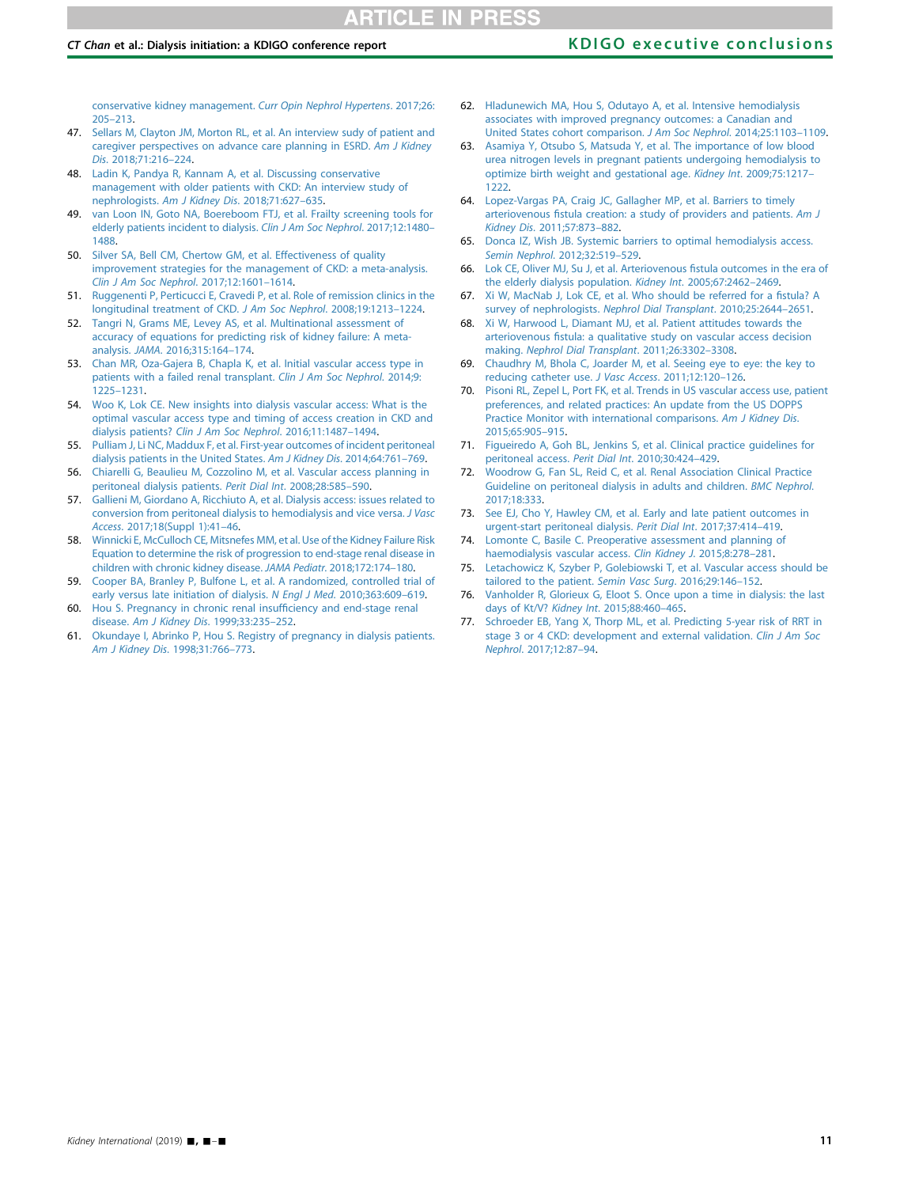conservative kidney management. *Curr Opin Nephrol Hypertens*. 2017;26:205–213.

47. Sellars M, Clayton JM, Morton RL, et al. An interview sudy of patient and caregiver perspectives on advance care planning in ESRD. *Am J Kidney Dis*. 2018;71:216–224.
48. Ladin K, Pandya R, Kannam A, et al. Discussing conservative management with older patients with CKD: An interview study of nephrologists. *Am J Kidney Dis*. 2018;71:627–635.
49. van Loon IN, Goto NA, Boereboom FTJ, et al. Frailty screening tools for elderly patients incident to dialysis. *Clin J Am Soc Nephrol*. 2017;12:1480–1488.
50. Silver SA, Bell CM, Chertow GM, et al. Effectiveness of quality improvement strategies for the management of CKD: a meta-analysis. *Clin J Am Soc Nephrol*. 2017;12:1601–1614.
51. Ruggenenti P, Perticucci E, Cravedi P, et al. Role of remission clinics in the longitudinal treatment of CKD. *J Am Soc Nephrol*. 2008;19:1213–1224.
52. Tangri N, Grams ME, Levey AS, et al. Multinational assessment of accuracy of equations for predicting risk of kidney failure: A meta-analysis. *JAMA*. 2016;315:164–174.
53. Chan MR, Oza-Gajera B, Chapla K, et al. Initial vascular access type in patients with a failed renal transplant. *Clin J Am Soc Nephrol*. 2014;9:1225–1231.
54. Woo K, Lok CE. New insights into dialysis vascular access: What is the optimal vascular access type and timing of access creation in CKD and dialysis patients? *Clin J Am Soc Nephrol*. 2016;11:1487–1494.
55. Pulliam J, Li NC, Maddux F, et al. First-year outcomes of incident peritoneal dialysis patients in the United States. *Am J Kidney Dis*. 2014;64:761–769.
56. Chiarelli G, Beaulieu M, Cozzolino M, et al. Vascular access planning in peritoneal dialysis patients. *Perit Dial Int*. 2008;28:585–590.
57. Gallieni M, Giordano A, Ricchiuto A, et al. Dialysis access: issues related to conversion from peritoneal dialysis to hemodialysis and vice versa. *J Vasc Access*. 2017;18(Suppl 1):41–46.
58. Winnicki E, McCulloch CE, Mitsnefes MM, et al. Use of the Kidney Failure Risk Equation to determine the risk of progression to end-stage renal disease in children with chronic kidney disease. *JAMA Pediatr*. 2018;172:174–180.
59. Cooper BA, Branley P, Bulfone L, et al. A randomized, controlled trial of early versus late initiation of dialysis. *N Engl J Med*. 2010;363:609–619.
60. Hou S. Pregnancy in chronic renal insufficiency and end-stage renal disease. *Am J Kidney Dis*. 1999;33:235–252.
61. Okundaye I, Abrinko P, Hou S. Registry of pregnancy in dialysis patients. *Am J Kidney Dis*. 1998;31:766–773.
62. Hladunewich MA, Hou S, Odutayo A, et al. Intensive hemodialysis associates with improved pregnancy outcomes: a Canadian and United States cohort comparison. *J Am Soc Nephrol*. 2014;25:1103–1109.
63. Asamiya Y, Otsubo S, Matsuda Y, et al. The importance of low blood urea nitrogen levels in pregnant patients undergoing hemodialysis to optimize birth weight and gestational age. *Kidney Int*. 2009;75:1217–1222.
64. Lopez-Vargas PA, Craig JC, Gallagher MP, et al. Barriers to timely arteriovenous fistula creation: a study of providers and patients. *Am J Kidney Dis*. 2011;57:873–882.
65. Donca IZ, Wish JB. Systemic barriers to optimal hemodialysis access. *Semin Nephrol*. 2012;32:519–529.
66. Lok CE, Oliver MJ, Su J, et al. Arteriovenous fistula outcomes in the era of the elderly dialysis population. *Kidney Int*. 2005;67:2462–2469.
67. Xi W, MacNab J, Lok CE, et al. Who should be referred for a fistula? A survey of nephrologists. *Nephrol Dial Transplant*. 2010;25:2644–2651.
68. Xi W, Harwood L, Diamant MJ, et al. Patient attitudes towards the arteriovenous fistula: a qualitative study on vascular access decision making. *Nephrol Dial Transplant*. 2011;26:3302–3308.
69. Chaudhry M, Bhola C, Joarder M, et al. Seeing eye to eye: the key to reducing catheter use. *J Vasc Access*. 2011;12:120–126.
70. Pisoni RL, Zepel L, Port FK, et al. Trends in US vascular access use, patient preferences, and related practices: An update from the US DOPPS Practice Monitor with international comparisons. *Am J Kidney Dis*. 2015;65:905–915.
71. Figueiredo A, Goh BL, Jenkins S, et al. Clinical practice guidelines for peritoneal access. *Perit Dial Int*. 2010;30:424–429.
72. Woodrow G, Fan SL, Reid C, et al. Renal Association Clinical Practice Guideline on peritoneal dialysis in adults and children. *BMC Nephrol*. 2017;18:333.
73. See EJ, Cho Y, Hawley CM, et al. Early and late patient outcomes in urgent-start peritoneal dialysis. *Perit Dial Int*. 2017;37:414–419.
74. Lomonte C, Basile C. Preoperative assessment and planning of haemodialysis vascular access. *Clin Kidney J*. 2015;8:278–281.
75. Letachowicz K, Szyber P, Golebiowski T, et al. Vascular access should be tailored to the patient. *Semin Vasc Surg*. 2016;29:146–152.
76. Vanholder R, Glorieux G, Eloot S. Once upon a time in dialysis: the last days of Kt/V? *Kidney Int*. 2015;88:460–465.
77. Schroeder EB, Yang X, Thorp ML, et al. Predicting 5-year risk of RRT in stage 3 or 4 CKD: development and external validation. *Clin J Am Soc Nephrol*. 2017;12:87–94.